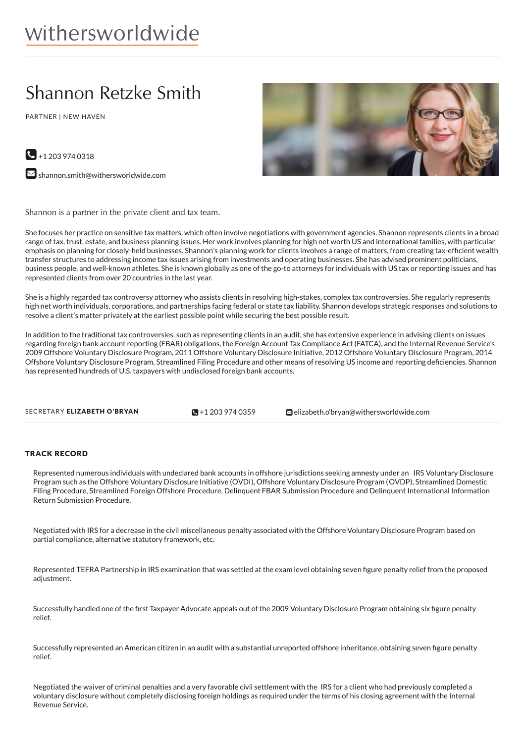withersworldwide

# Shannon Retzke Smith

PARTNER | NEW HAVEN

+1 203 974 0318

shannon.smith@withersworldwide.com

Shannon is a partner in the private client and tax team.

She focuses her practice on sensitive tax matters, which often involve negotiations with government agencies. Shannon represents clients in a broad range of tax, trust, estate, and business planning issues. Her work involves planning for high net worth US and international families, with particular emphasis on planning for closely-held businesses. Shannon's planning work for clients involves a range of matters, from creating tax-efficient wealth transfer structures to addressing income tax issues arising from investments and operating businesses. She has advised prominent politicians, business people, and well-known athletes. She is known globally as one of the go-to attorneys for individuals with US tax or reporting issues and has represented clients from over 20 countries in the last year.

She is a highly regarded tax controversy attorney who assists clients in resolving high-stakes, complex tax controversies. She regularly represents high net worth individuals, corporations, and partnerships facing federal or state tax liability. Shannon develops strategic responses and solutions to resolve a client's matter privately at the earliest possible point while securing the best possible result.

In addition to the traditional tax controversies, such as representing clients in an audit, she has extensive experience in advising clients on issues regarding foreign bank account reporting (FBAR) obligations, the Foreign Account Tax Compliance Act (FATCA), and the Internal Revenue Service's 2009 Offshore Voluntary Disclosure Program, 2011 Offshore Voluntary Disclosure Initiative, 2012 Offshore Voluntary Disclosure Program, 2014 Offshore Voluntary Disclosure Program, Streamlined Filing Procedure and other means of resolving US income and reporting deficiencies. Shannon has represented hundreds of U.S. taxpayers with undisclosed foreign bank accounts.

SECRETARY **ELIZABETH O'BRYAN** | +1 203 974 0359 | elizabeth.o'bryan@withersworldwide.com

## TRACK RECORD

Represented numerous individuals with undeclared bank accounts in offshore jurisdictions seeking amnesty under an IRS Voluntary Disclosure Program such as the Offshore Voluntary Disclosure Initiative (OVDI), Offshore Voluntary Disclosure Program (OVDP), Streamlined Domestic Filing Procedure, Streamlined Foreign Offshore Procedure, Delinquent FBAR Submission Procedure and Delinquent International Information Return Submission Procedure.

Negotiated with IRS for a decrease in the civil miscellaneous penalty associated with the Offshore Voluntary Disclosure Program based on partial compliance, alternative statutory framework, etc.

Represented TEFRA Partnership in IRS examination that was settled at the exam level obtaining seven figure penalty relief from the proposed adjustment.

Successfully handled one of the first Taxpayer Advocate appeals out of the 2009 Voluntary Disclosure Program obtaining six figure penalty relief.

Successfully represented an American citizen in an audit with a substantial unreported offshore inheritance, obtaining seven figure penalty relief.

Negotiated the waiver of criminal penalties and a very favorable civil settlement with the IRS for a client who had previously completed a voluntary disclosure without completely disclosing foreign holdings as required under the terms of his closing agreement with the Internal Revenue Service.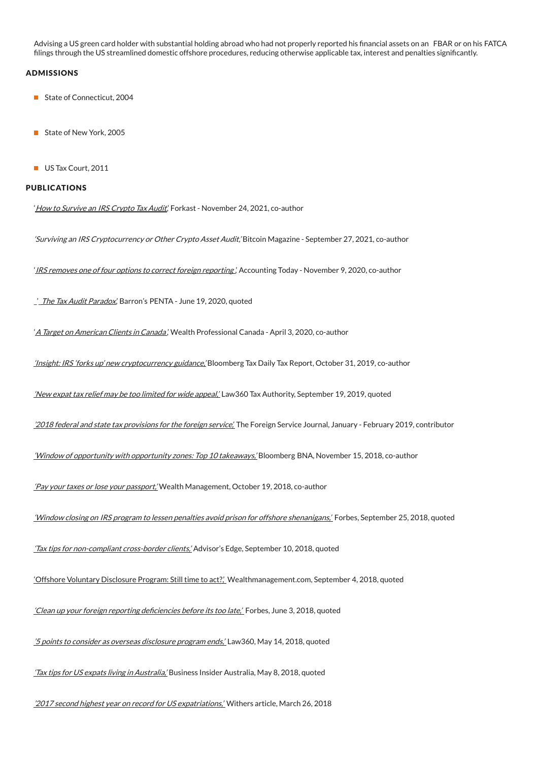Advising a US green card holder with substantial holding abroad who had not properly reported his financial assets on an FBAR or on his FATCA filings through the US streamlined domestic offshore procedures, reducing otherwise applicable tax, interest and penalties significantly.

## ADMISSIONS

- State of Connecticut, 2004
- State of New York, 2005
- US Tax Court, 2011

## PUBLICATIONS

'*How to Survive an IRS Crypto Tax Audit*', Forkast - November 24, 2021, co-author

*'Surviving an IRS Cryptocurrency or Other Crypto Asset Audit,'* Bitcoin Magazine - September 27, 2021, co-author

'*IRS removes one of four options to correct foreign reporting* ', Accounting Today - November 9, 2020, co-author

' *The Tax Audit Paradox*', Barron's PENTA - June 19, 2020, quoted

'*A Target on American Clients in Canada*', Wealth Professional Canada - April 3, 2020, co-author

*'Insight: IRS 'forks up' new cryptocurrency guidance,'* Bloomberg Tax Daily Tax Report, October 31, 2019, co-author

*'New expat tax relief may be too limited for wide appeal,'* Law360 Tax Authority, September 19, 2019, quoted

*'2018 federal and state tax provisions for the foreign service',* The Foreign Service Journal, January - February 2019, contributor

*'Window of opportunity with opportunity zones: Top 10 takeaways,'* Bloomberg BNA, November 15, 2018, co-author

*'Pay your taxes or lose your passport,'* Wealth Management, October 19, 2018, co-author

*'Window closing on IRS program to lessen penalties avoid prison for offshore shenanigans,'* Forbes, September 25, 2018, quoted

*'Tax tips for non-compliant cross-border clients,'* Advisor's Edge, September 10, 2018, quoted

'Offshore Voluntary Disclosure Program: Still time to act?', Wealthmanagement.com, September 4, 2018, quoted

*'Clean up your foreign reporting deficiencies before its too late,'* Forbes, June 3, 2018, quoted

*'5 points to consider as overseas disclosure program ends,'* Law360, May 14, 2018, quoted

*'Tax tips for US expats living in Australia,'* Business Insider Australia, May 8, 2018, quoted

*'2017 second highest year on record for US expatriations,'* Withers article, March 26, 2018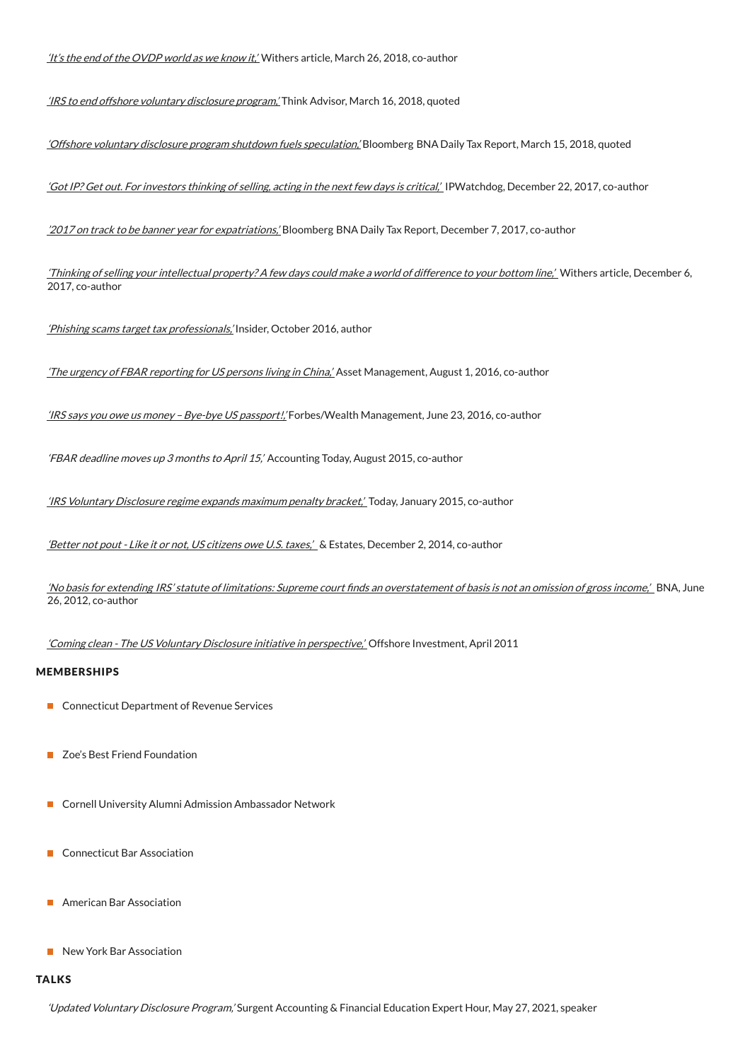*'It's the end of the OVDP world as we know it,'* Withers article, March 26, 2018, co-author

*'IRS to end offshore voluntary disclosure program,'* Think Advisor, March 16, 2018, quoted

*'Offshore voluntary disclosure program shutdown fuels speculation,'* Bloomberg BNA Daily Tax Report, March 15, 2018, quoted

*'Got IP? Get out. For investors thinking of selling, acting in the next few days is critical,'* IPWatchdog, December 22, 2017, co-author

*'2017 on track to be banner year for expatriations,'* Bloomberg BNA Daily Tax Report, December 7, 2017, co-author

*'Thinking of selling your intellectual property? A few days could make a world of difference to your bottom line,'* Withers article, December 6, 2017, co-author

*'Phishing scams target tax professionals,'* Insider, October 2016, author

*'The urgency of FBAR reporting for US persons living in China,'* Asset Management, August 1, 2016, co-author

*'IRS says you owe us money – Bye-bye US passport!,'* Forbes/Wealth Management, June 23, 2016, co-author

*'FBAR deadline moves up 3 months to April 15,'* Accounting Today, August 2015, co-author

*'IRS Voluntary Disclosure regime expands maximum penalty bracket,'* Today, January 2015, co-author

*'Better not pout - Like it or not, US citizens owe U.S. taxes,'* & Estates, December 2, 2014, co-author

*'No basis for extending IRS' statute of limitations: Supreme court finds an overstatement of basis is not an omission of gross income,'* BNA, June 26, 2012, co-author

*'Coming clean - The US Voluntary Disclosure initiative in perspective,'* Offshore Investment, April 2011

## MEMBERSHIPS

- Connecticut Department of Revenue Services
- Zoe's Best Friend Foundation
- Cornell University Alumni Admission Ambassador Network
- Connecticut Bar Association
- American Bar Association
- New York Bar Association

## TALKS

*'Updated Voluntary Disclosure Program,'* Surgent Accounting & Financial Education Expert Hour, May 27, 2021, speaker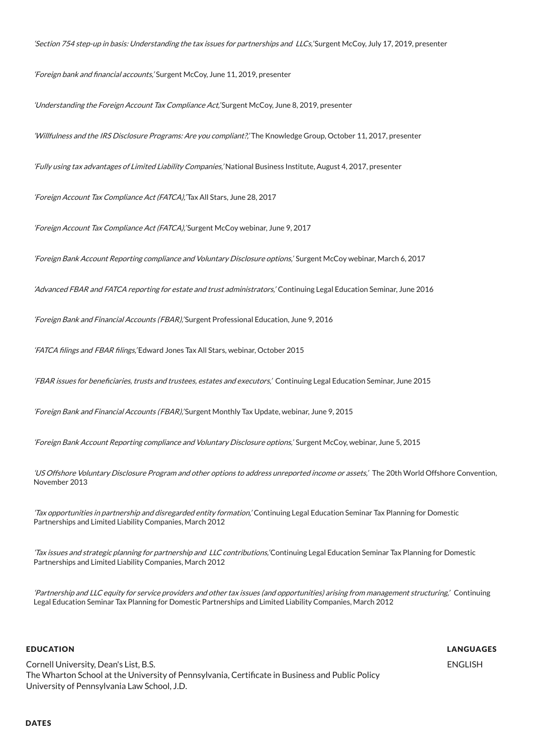*'Section 754 step-up in basis: Understanding the tax issues for partnerships and LLCs,'* Surgent McCoy, July 17, 2019, presenter

*'Foreign bank and financial accounts,'* Surgent McCoy, June 11, 2019, presenter

*'Understanding the Foreign Account Tax Compliance Act,'* Surgent McCoy, June 8, 2019, presenter

*'Willfulness and the IRS Disclosure Programs: Are you compliant?,'* The Knowledge Group, October 11, 2017, presenter

*'Fully using tax advantages of Limited Liability Companies,'* National Business Institute, August 4, 2017, presenter

*'Foreign Account Tax Compliance Act (FATCA),'* Tax All Stars, June 28, 2017

*'Foreign Account Tax Compliance Act (FATCA),'* Surgent McCoy webinar, June 9, 2017

*'Foreign Bank Account Reporting compliance and Voluntary Disclosure options,'* Surgent McCoy webinar, March 6, 2017

*'Advanced FBAR and FATCA reporting for estate and trust administrators,'* Continuing Legal Education Seminar, June 2016

*'Foreign Bank and Financial Accounts (FBAR),'* Surgent Professional Education, June 9, 2016

*'FATCA filings and FBAR filings,'* Edward Jones Tax All Stars, webinar, October 2015

*'FBAR issues for beneficiaries, trusts and trustees, estates and executors,'* Continuing Legal Education Seminar, June 2015

*'Foreign Bank and Financial Accounts (FBAR),'* Surgent Monthly Tax Update, webinar, June 9, 2015

*'Foreign Bank Account Reporting compliance and Voluntary Disclosure options,'* Surgent McCoy, webinar, June 5, 2015

*'US Offshore Voluntary Disclosure Program and other options to address unreported income or assets,'* The 20th World Offshore Convention, November 2013

*'Tax opportunities in partnership and disregarded entity formation,'* Continuing Legal Education Seminar Tax Planning for Domestic Partnerships and Limited Liability Companies, March 2012

*'Tax issues and strategic planning for partnership and LLC contributions,'* Continuing Legal Education Seminar Tax Planning for Domestic Partnerships and Limited Liability Companies, March 2012

*'Partnership and LLC equity for service providers and other tax issues (and opportunities) arising from management structuring,'* Continuing Legal Education Seminar Tax Planning for Domestic Partnerships and Limited Liability Companies, March 2012

## EDUCATION

Cornell University, Dean's List, B.S.
The Wharton School at the University of Pennsylvania, Certificate in Business and Public Policy
University of Pennsylvania Law School, J.D.

## LANGUAGES

ENGLISH

## DATES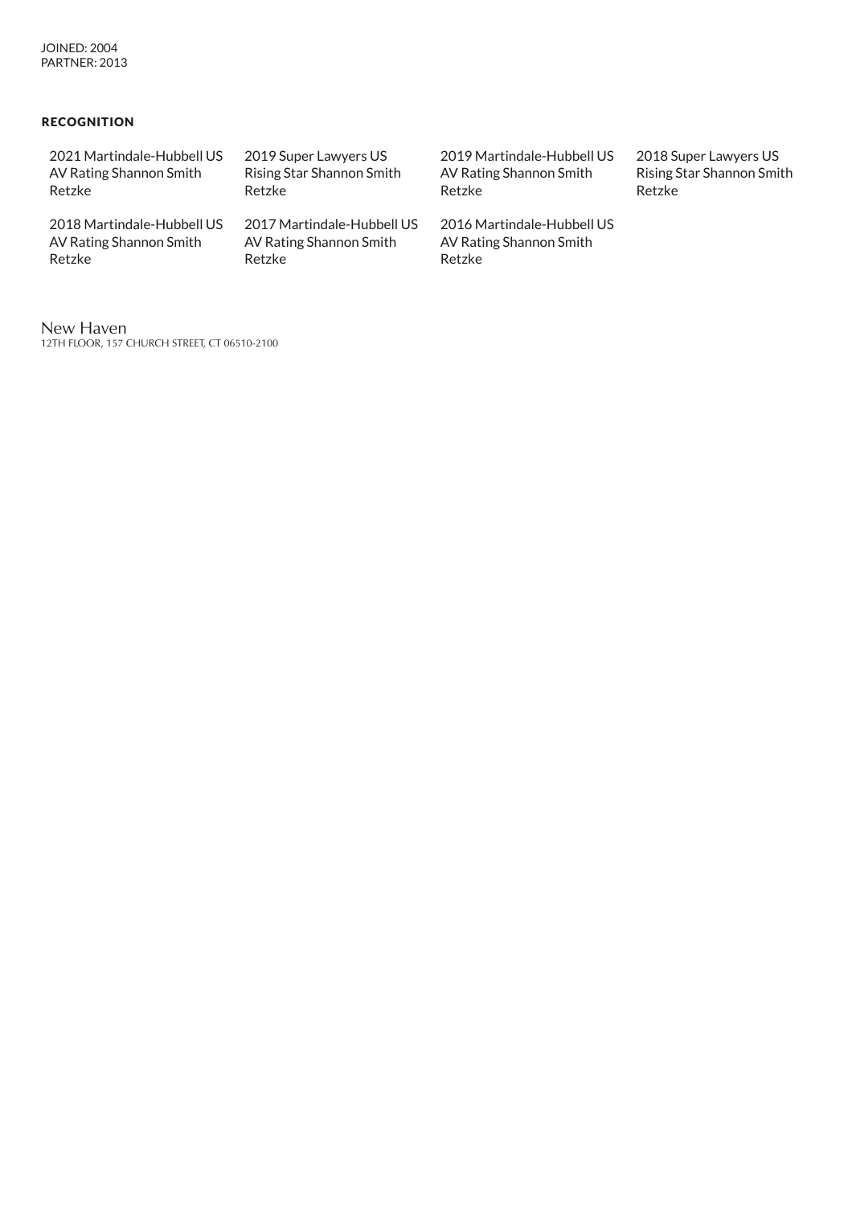JOINED: 2004
PARTNER: 2013

## RECOGNITION

- 2021 Martindale-Hubbell US AV Rating Shannon Smith Retzke
- 2019 Super Lawyers US Rising Star Shannon Smith Retzke
- 2019 Martindale-Hubbell US AV Rating Shannon Smith Retzke
- 2018 Super Lawyers US Rising Star Shannon Smith Retzke
- 2018 Martindale-Hubbell US AV Rating Shannon Smith Retzke
- 2017 Martindale-Hubbell US AV Rating Shannon Smith Retzke
- 2016 Martindale-Hubbell US AV Rating Shannon Smith Retzke

New Haven
12TH FLOOR, 157 CHURCH STREET, CT 06510-2100